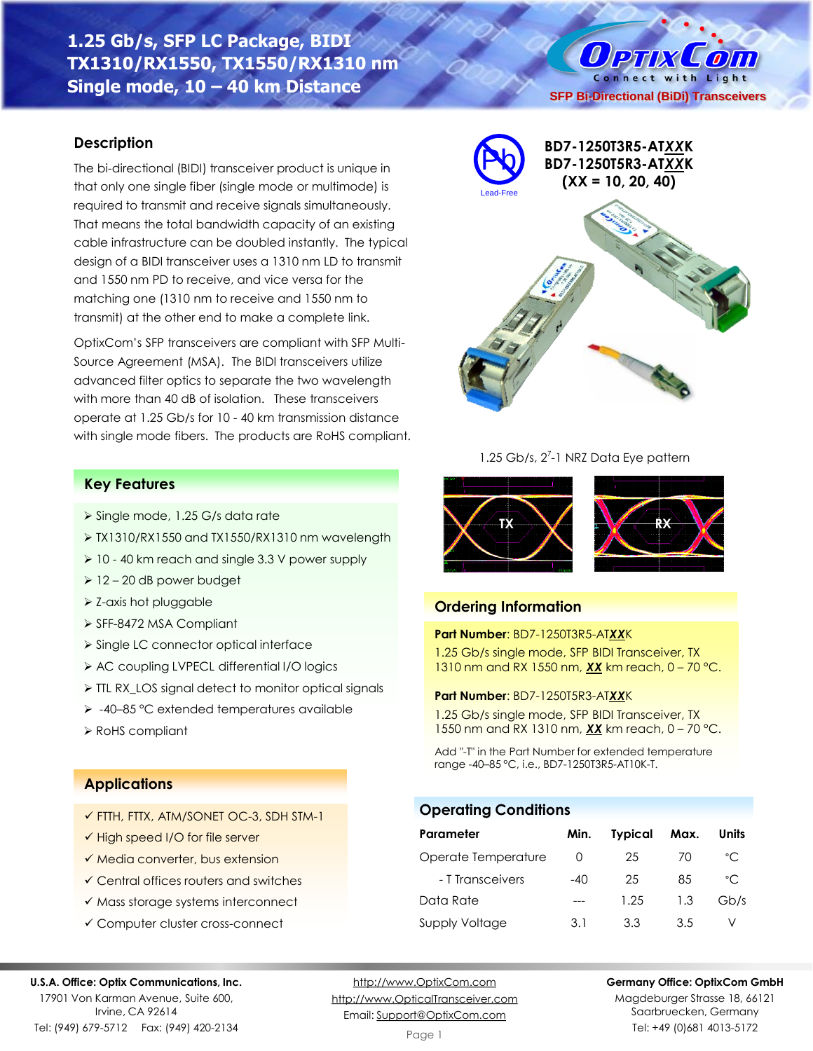# 1.25 Gb/s, SFP LC Package, BIDI TX1310/RX1550, TX1550/RX1310 nm Single mode, 10 – 40 km Distance

SFP Bi-Directional (BiDi) Transceivers

**BD7-1250T3R5-ATXXK**
**BD7-1250T5R3-ATXXK**
**(XX = 10, 20, 40)**

Lead-Free

## Description

The bi-directional (BIDI) transceiver product is unique in that only one single fiber (single mode or multimode) is required to transmit and receive signals simultaneously. That means the total bandwidth capacity of an existing cable infrastructure can be doubled instantly. The typical design of a BIDI transceiver uses a 1310 nm LD to transmit and 1550 nm PD to receive, and vice versa for the matching one (1310 nm to receive and 1550 nm to transmit) at the other end to make a complete link.

OptixCom's SFP transceivers are compliant with SFP Multi-Source Agreement (MSA). The BIDI transceivers utilize advanced filter optics to separate the two wavelength with more than 40 dB of isolation. These transceivers operate at 1.25 Gb/s for 10 - 40 km transmission distance with single mode fibers. The products are RoHS compliant.

1.25 Gb/s, $2^7$-1 NRZ Data Eye pattern

TX RX

## Key Features

- Single mode, 1.25 G/s data rate
- TX1310/RX1550 and TX1550/RX1310 nm wavelength
- 10 - 40 km reach and single 3.3 V power supply
- 12 – 20 dB power budget
- Z-axis hot pluggable
- SFF-8472 MSA Compliant
- Single LC connector optical interface
- AC coupling LVPECL differential I/O logics
- TTL RX_LOS signal detect to monitor optical signals
- -40–85 °C extended temperatures available
- RoHS compliant

## Applications

- ✓ FTTH, FTTX, ATM/SONET OC-3, SDH STM-1
- ✓ High speed I/O for file server
- ✓ Media converter, bus extension
- ✓ Central offices routers and switches
- ✓ Mass storage systems interconnect
- ✓ Computer cluster cross-connect

## Ordering Information

**Part Number**: BD7-1250T3R5-AT***XX***K

1.25 Gb/s single mode, SFP BIDI Transceiver, TX 1310 nm and RX 1550 nm, ***XX*** km reach, 0 – 70 °C.

**Part Number**: BD7-1250T5R3-AT***XX***K

1.25 Gb/s single mode, SFP BIDI Transceiver, TX 1550 nm and RX 1310 nm, ***XX*** km reach, 0 – 70 °C.

Add "-T" in the Part Number for extended temperature range -40–85 °C, i.e., BD7-1250T3R5-AT10K-T.

## Operating Conditions

| Parameter | Min. | Typical | Max. | Units |
|---|---|---|---|---|
| Operate Temperature | 0 | 25 | 70 | °C |
| - T Transceivers | -40 | 25 | 85 | °C |
| Data Rate | --- | 1.25 | 1.3 | Gb/s |
| Supply Voltage | 3.1 | 3.3 | 3.5 | V |

**U.S.A. Office: Optix Communications, Inc.**
17901 Von Karman Avenue, Suite 600,
Irvine, CA 92614
Tel: (949) 679-5712 Fax: (949) 420-2134

http://www.OptixCom.com
http://www.OpticalTransceiver.com
Email: Support@OptixCom.com

**Germany Office: OptixCom GmbH**
Magdeburger Strasse 18, 66121
Saarbruecken, Germany
Tel: +49 (0)681 4013-5172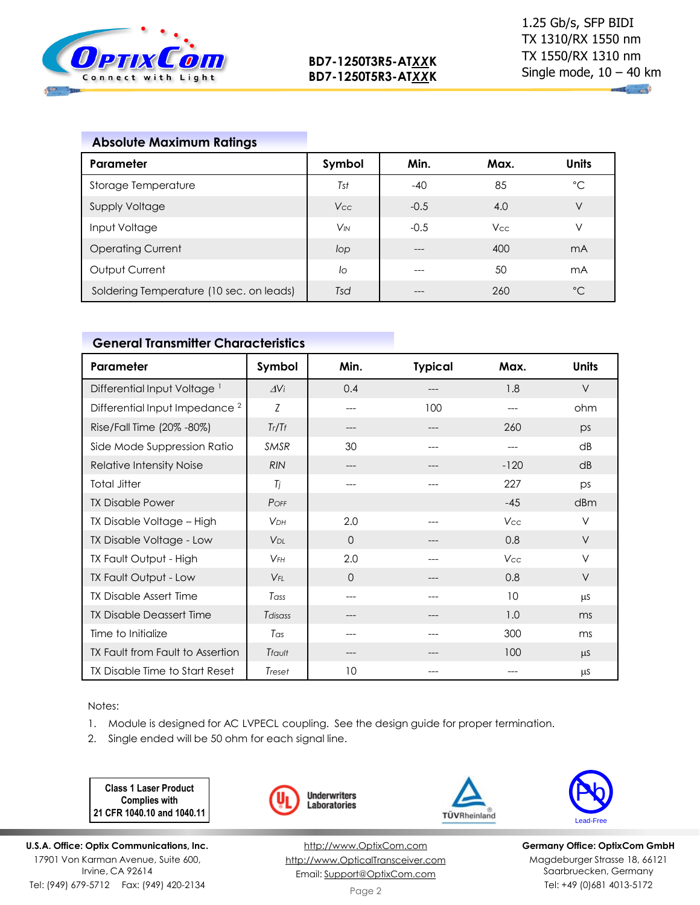## Absolute Maximum Ratings

| Parameter | Symbol | Min. | Max. | Units |
|---|---|---|---|---|
| Storage Temperature | $T_{st}$ | -40 | 85 | °C |
| Supply Voltage | $V_{CC}$ | -0.5 | 4.0 | V |
| Input Voltage | $V_{IN}$ | -0.5 | $V_{CC}$ | V |
| Operating Current | $I_{op}$ | --- | 400 | mA |
| Output Current | $I_o$ | --- | 50 | mA |
| Soldering Temperature (10 sec. on leads) | $T_{sd}$ | --- | 260 | °C |

## General Transmitter Characteristics

| Parameter | Symbol | Min. | Typical | Max. | Units |
|---|---|---|---|---|---|
| Differential Input Voltage [1] | $\Delta V_i$ | 0.4 | --- | 1.8 | V |
| Differential Input Impedance [2] | $Z$ | --- | 100 | --- | ohm |
| Rise/Fall Time (20% -80%) | $T_r/T_f$ | --- | --- | 260 | ps |
| Side Mode Suppression Ratio | $SMSR$ | 30 | --- | --- | dB |
| Relative Intensity Noise | $RIN$ | --- | --- | -120 | dB |
| Total Jitter | $T_j$ | --- | --- | 227 | ps |
| TX Disable Power | $P_{OFF}$ | | | -45 | dBm |
| TX Disable Voltage – High | $V_{DH}$ | 2.0 | --- | $V_{CC}$ | V |
| TX Disable Voltage - Low | $V_{DL}$ | 0 | --- | 0.8 | V |
| TX Fault Output - High | $V_{FH}$ | 2.0 | --- | $V_{CC}$ | V |
| TX Fault Output - Low | $V_{FL}$ | 0 | --- | 0.8 | V |
| TX Disable Assert Time | $T_{ass}$ | --- | --- | 10 | µs |
| TX Disable Deassert Time | $T_{disass}$ | --- | --- | 1.0 | ms |
| Time to Initialize | $T_{as}$ | --- | --- | 300 | ms |
| TX Fault from Fault to Assertion | $T_{fault}$ | --- | --- | 100 | µs |
| TX Disable Time to Start Reset | $T_{reset}$ | 10 | --- | --- | µs |

Notes:

1. Module is designed for AC LVPECL coupling. See the design guide for proper termination.
2. Single ended will be 50 ohm for each signal line.

**Class 1 Laser Product Complies with 21 CFR 1040.10 and 1040.11**

Underwriters Laboratories

TÜVRheinland

Lead-Free

**U.S.A. Office: Optix Communications, Inc.**
17901 Von Karman Avenue, Suite 600,
Irvine, CA 92614
Tel: (949) 679-5712 Fax: (949) 420-2134

http://www.OptixCom.com
http://www.OpticalTransceiver.com
Email: Support@OptixCom.com

**Germany Office: OptixCom GmbH**
Magdeburger Strasse 18, 66121
Saarbruecken, Germany
Tel: +49 (0)681 4013-5172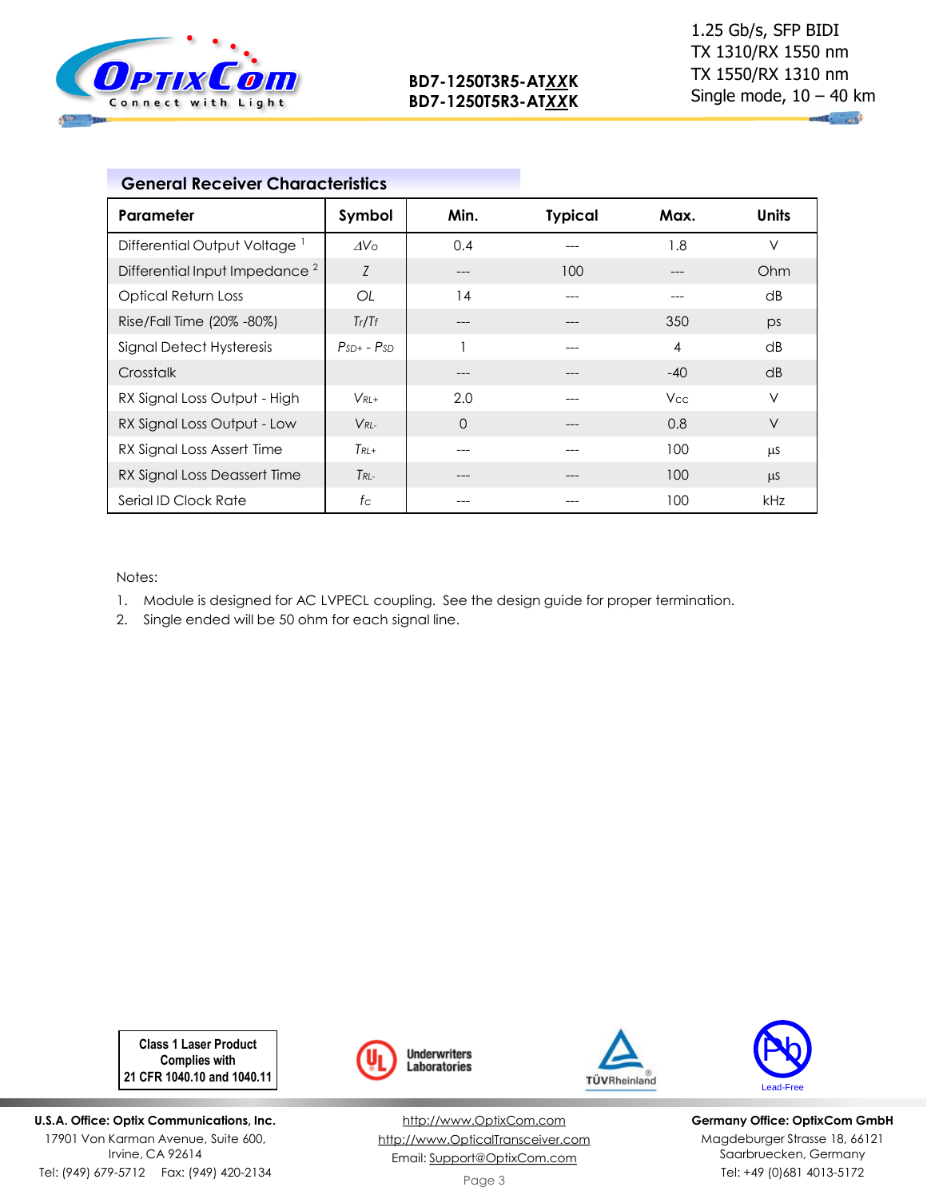## General Receiver Characteristics

| Parameter | Symbol | Min. | Typical | Max. | Units |
|---|---|---|---|---|---|
| Differential Output Voltage [1] | $\Delta V_O$ | 0.4 | --- | 1.8 | V |
| Differential Input Impedance [2] | $Z$ | --- | 100 | --- | Ohm |
| Optical Return Loss | $OL$ | 14 | --- | --- | dB |
| Rise/Fall Time (20% -80%) | $T_r/T_f$ | --- | --- | 350 | ps |
| Signal Detect Hysteresis | $P_{SD+}$ - $P_{SD}$ | 1 | --- | 4 | dB |
| Crosstalk | | --- | --- | -40 | dB |
| RX Signal Loss Output - High | $V_{RL+}$ | 2.0 | --- | $V_{CC}$ | V |
| RX Signal Loss Output - Low | $V_{RL-}$ | 0 | --- | 0.8 | V |
| RX Signal Loss Assert Time | $T_{RL+}$ | --- | --- | 100 | µs |
| RX Signal Loss Deassert Time | $T_{RL-}$ | --- | --- | 100 | µs |
| Serial ID Clock Rate | $f_C$ | --- | --- | 100 | kHz |

Notes:

1. Module is designed for AC LVPECL coupling. See the design guide for proper termination.
2. Single ended will be 50 ohm for each signal line.

Class 1 Laser Product Complies with 21 CFR 1040.10 and 1040.11

Underwriters Laboratories

TÜVRheinland

Lead-Free

**U.S.A. Office: Optix Communications, Inc.**
17901 Von Karman Avenue, Suite 600,
Irvine, CA 92614
Tel: (949) 679-5712 Fax: (949) 420-2134

http://www.OptixCom.com
http://www.OpticalTransceiver.com
Email: Support@OptixCom.com

**Germany Office: OptixCom GmbH**
Magdeburger Strasse 18, 66121
Saarbruecken, Germany
Tel: +49 (0)681 4013-5172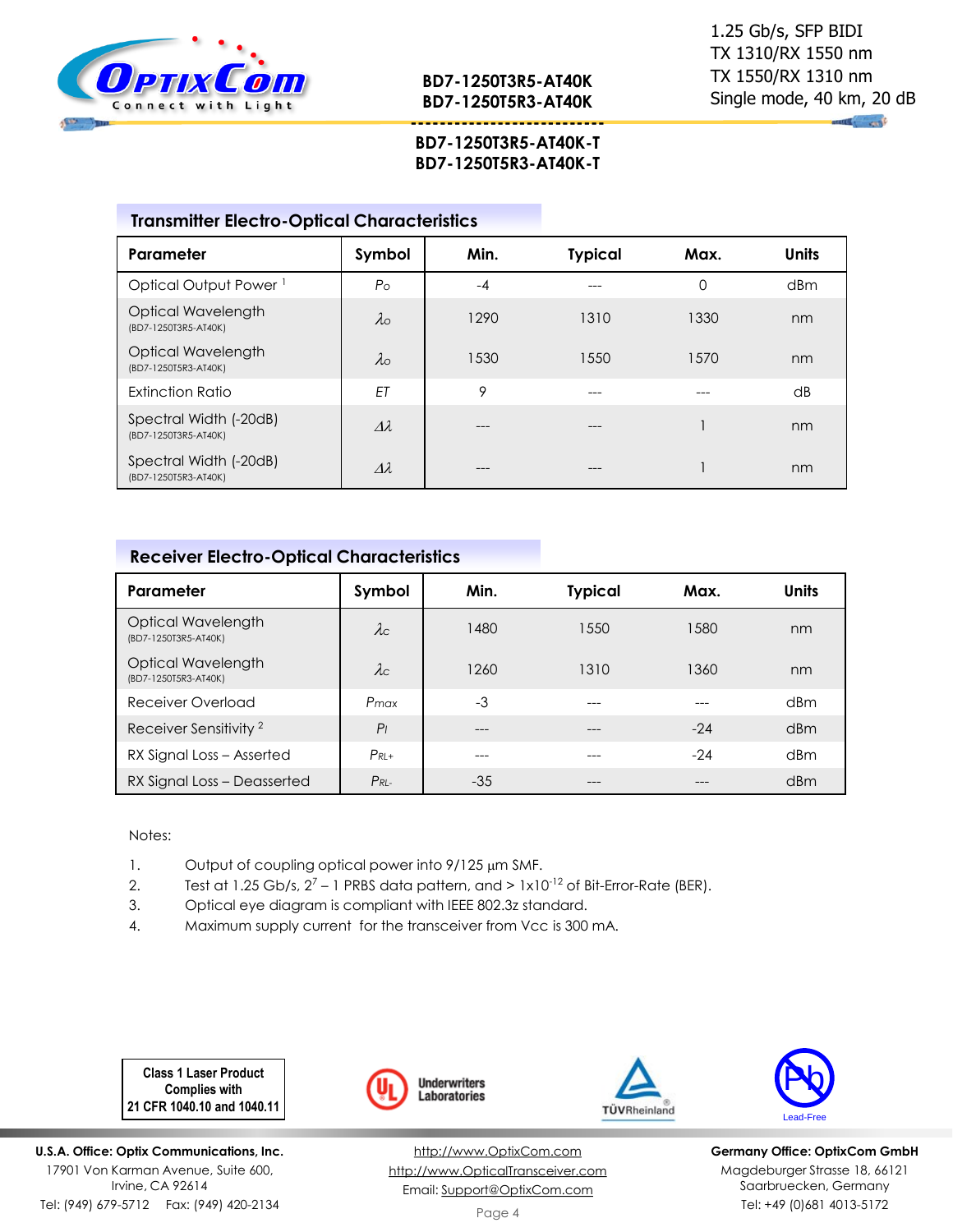## Transmitter Electro-Optical Characteristics

| Parameter | Symbol | Min. | Typical | Max. | Units |
|---|---|---|---|---|---|
| Optical Output Power [1] | $P_O$ | -4 | --- | 0 | dBm |
| Optical Wavelength (BD7-1250T3R5-AT40K) | $\lambda_O$ | 1290 | 1310 | 1330 | nm |
| Optical Wavelength (BD7-1250T5R3-AT40K) | $\lambda_O$ | 1530 | 1550 | 1570 | nm |
| Extinction Ratio | $ET$ | 9 | --- | --- | dB |
| Spectral Width (-20dB) (BD7-1250T3R5-AT40K) | $\Delta\lambda$ | --- | --- | 1 | nm |
| Spectral Width (-20dB) (BD7-1250T5R3-AT40K) | $\Delta\lambda$ | --- | --- | 1 | nm |

## Receiver Electro-Optical Characteristics

| Parameter | Symbol | Min. | Typical | Max. | Units |
|---|---|---|---|---|---|
| Optical Wavelength (BD7-1250T3R5-AT40K) | $\lambda_C$ | 1480 | 1550 | 1580 | nm |
| Optical Wavelength (BD7-1250T5R3-AT40K) | $\lambda_C$ | 1260 | 1310 | 1360 | nm |
| Receiver Overload | $P_{max}$ | -3 | --- | --- | dBm |
| Receiver Sensitivity [2] | $P_I$ | --- | --- | -24 | dBm |
| RX Signal Loss – Asserted | $P_{RL+}$ | --- | --- | -24 | dBm |
| RX Signal Loss – Deasserted | $P_{RL-}$ | -35 | --- | --- | dBm |

Notes:

1. Output of coupling optical power into 9/125 µm SMF.
2. Test at 1.25 Gb/s, $2^7 - 1$ PRBS data pattern, and > $1\times10^{-12}$ of Bit-Error-Rate (BER).
3. Optical eye diagram is compliant with IEEE 802.3z standard.
4. Maximum supply current for the transceiver from Vcc is 300 mA.

**Class 1 Laser Product Complies with 21 CFR 1040.10 and 1040.11**

Underwriters Laboratories

TÜVRheinland

Lead-Free

**U.S.A. Office: Optix Communications, Inc.**
17901 Von Karman Avenue, Suite 600,
Irvine, CA 92614
Tel: (949) 679-5712 Fax: (949) 420-2134

http://www.OptixCom.com
http://www.OpticalTransceiver.com
Email: Support@OptixCom.com

**Germany Office: OptixCom GmbH**
Magdeburger Strasse 18, 66121
Saarbruecken, Germany
Tel: +49 (0)681 4013-5172